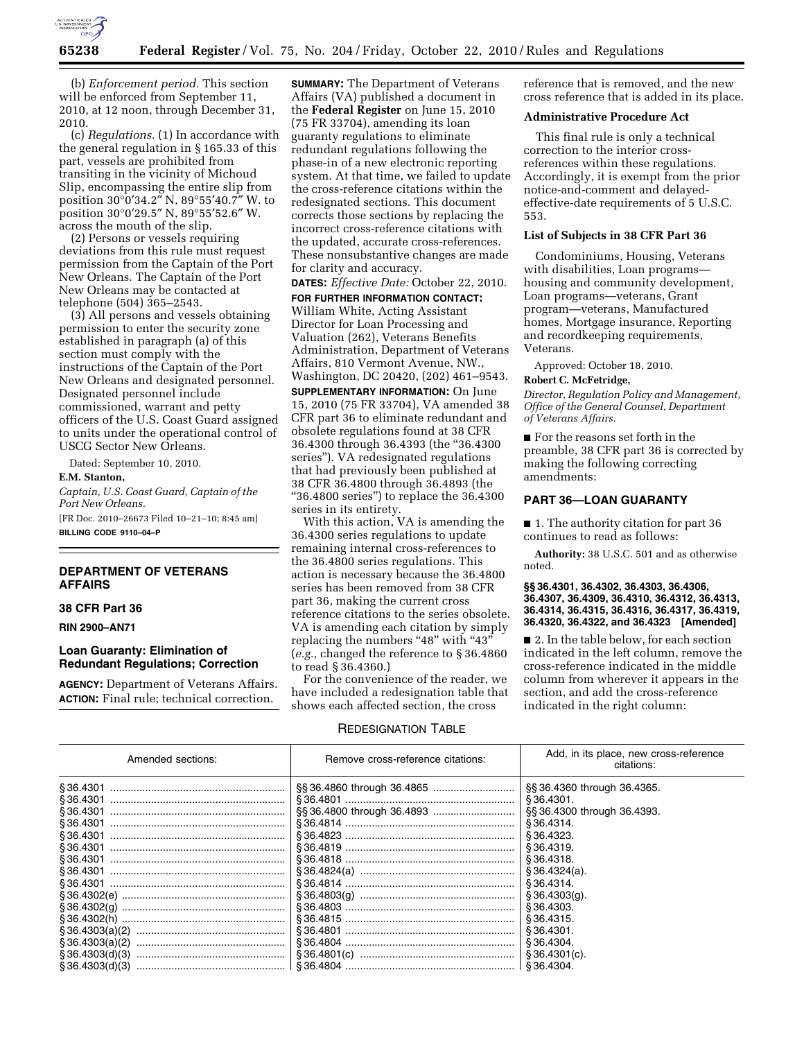(b) *Enforcement period.* This section will be enforced from September 11, 2010, at 12 noon, through December 31, 2010.

(c) *Regulations.* (1) In accordance with the general regulation in § 165.33 of this part, vessels are prohibited from transiting in the vicinity of Michoud Slip, encompassing the entire slip from position 30°0′34.2″ N, 89°55′40.7″ W. to position 30°0′29.5″ N, 89°55′52.6″ W. across the mouth of the slip.

(2) Persons or vessels requiring deviations from this rule must request permission from the Captain of the Port New Orleans. The Captain of the Port New Orleans may be contacted at telephone (504) 365–2543.

(3) All persons and vessels obtaining permission to enter the security zone established in paragraph (a) of this section must comply with the instructions of the Captain of the Port New Orleans and designated personnel. Designated personnel include commissioned, warrant and petty officers of the U.S. Coast Guard assigned to units under the operational control of USCG Sector New Orleans.

Dated: September 10, 2010.

**E.M. Stanton,**

*Captain, U.S. Coast Guard, Captain of the Port New Orleans.*

[FR Doc. 2010–26673 Filed 10–21–10; 8:45 am]

**BILLING CODE 9110–04–P**

## DEPARTMENT OF VETERANS AFFAIRS

### 38 CFR Part 36

**RIN 2900–AN71**

### Loan Guaranty: Elimination of Redundant Regulations; Correction

**AGENCY:** Department of Veterans Affairs.

**ACTION:** Final rule; technical correction.

**SUMMARY:** The Department of Veterans Affairs (VA) published a document in the **Federal Register** on June 15, 2010 (75 FR 33704), amending its loan guaranty regulations to eliminate redundant regulations following the phase-in of a new electronic reporting system. At that time, we failed to update the cross-reference citations within the redesignated sections. This document corrects those sections by replacing the incorrect cross-reference citations with the updated, accurate cross-references. These nonsubstantive changes are made for clarity and accuracy.

**DATES:** *Effective Date:* October 22, 2010.

**FOR FURTHER INFORMATION CONTACT:** William White, Acting Assistant Director for Loan Processing and Valuation (262), Veterans Benefits Administration, Department of Veterans Affairs, 810 Vermont Avenue, NW., Washington, DC 20420, (202) 461–9543.

**SUPPLEMENTARY INFORMATION:** On June 15, 2010 (75 FR 33704), VA amended 38 CFR part 36 to eliminate redundant and obsolete regulations found at 38 CFR 36.4300 through 36.4393 (the "36.4300 series"). VA redesignated regulations that had previously been published at 38 CFR 36.4800 through 36.4893 (the "36.4800 series") to replace the 36.4300 series in its entirety.

With this action, VA is amending the 36.4300 series regulations to update remaining internal cross-references to the 36.4800 series regulations. This action is necessary because the 36.4800 series has been removed from 38 CFR part 36, making the current cross reference citations to the series obsolete. VA is amending each citation by simply replacing the numbers "48" with "43" (*e.g.,* changed the reference to § 36.4860 to read § 36.4360.)

For the convenience of the reader, we have included a redesignation table that shows each affected section, the cross reference that is removed, and the new cross reference that is added in its place.

**Administrative Procedure Act**

This final rule is only a technical correction to the interior cross-references within these regulations. Accordingly, it is exempt from the prior notice-and-comment and delayed-effective-date requirements of 5 U.S.C. 553.

**List of Subjects in 38 CFR Part 36**

Condominiums, Housing, Veterans with disabilities, Loan programs—housing and community development, Loan programs—veterans, Grant program—veterans, Manufactured homes, Mortgage insurance, Reporting and recordkeeping requirements, Veterans.

Approved: October 18, 2010.

**Robert C. McFetridge,**

*Director, Regulation Policy and Management, Office of the General Counsel, Department of Veterans Affairs.*

■ For the reasons set forth in the preamble, 38 CFR part 36 is corrected by making the following correcting amendments:

## PART 36—LOAN GUARANTY

■ 1. The authority citation for part 36 continues to read as follows:

**Authority:** 38 U.S.C. 501 and as otherwise noted.

**§§ 36.4301, 36.4302, 36.4303, 36.4306, 36.4307, 36.4309, 36.4310, 36.4312, 36.4313, 36.4314, 36.4315, 36.4316, 36.4317, 36.4319, 36.4320, 36.4322, and 36.4323 [Amended]**

■ 2. In the table below, for each section indicated in the left column, remove the cross-reference indicated in the middle column from wherever it appears in the section, and add the cross-reference indicated in the right column:

REDESIGNATION TABLE

| Amended sections: | Remove cross-reference citations: | Add, in its place, new cross-reference citations: |
|---|---|---|
| § 36.4301 | §§ 36.4860 through 36.4865 | §§ 36.4360 through 36.4365. |
| § 36.4301 | § 36.4801 | § 36.4301. |
| § 36.4301 | §§ 36.4800 through 36.4893 | §§ 36.4300 through 36.4393. |
| § 36.4301 | § 36.4814 | § 36.4314. |
| § 36.4301 | § 36.4823 | § 36.4323. |
| § 36.4301 | § 36.4819 | § 36.4319. |
| § 36.4301 | § 36.4818 | § 36.4318. |
| § 36.4301 | § 36.4824(a) | § 36.4324(a). |
| § 36.4301 | § 36.4814 | § 36.4314. |
| § 36.4302(e) | § 36.4803(g) | § 36.4303(g). |
| § 36.4302(g) | § 36.4803 | § 36.4303. |
| § 36.4302(h) | § 36.4815 | § 36.4315. |
| § 36.4303(a)(2) | § 36.4801 | § 36.4301. |
| § 36.4303(a)(2) | § 36.4804 | § 36.4304. |
| § 36.4303(d)(3) | § 36.4801(c) | § 36.4301(c). |
| § 36.4303(d)(3) | § 36.4804 | § 36.4304. |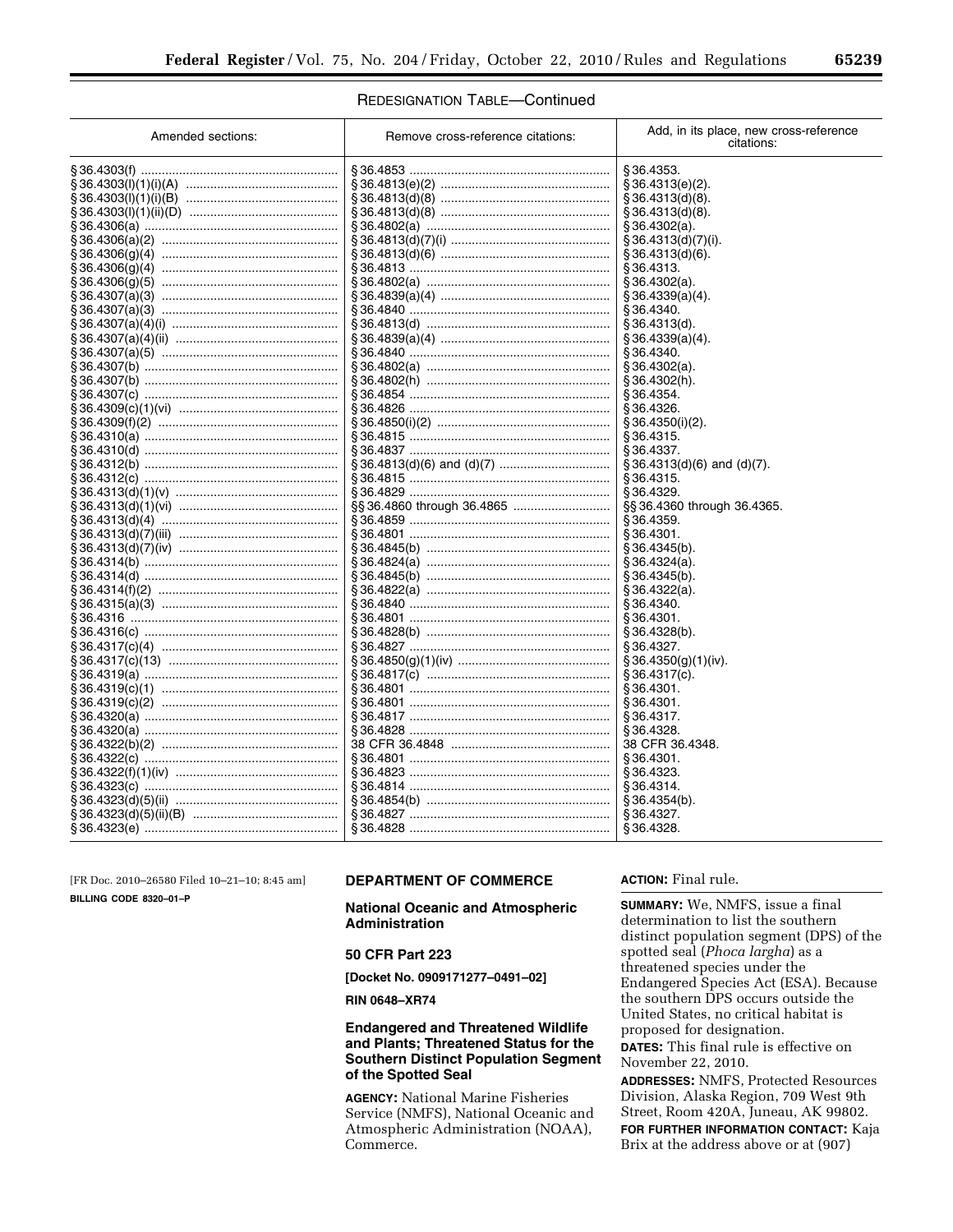REDESIGNATION TABLE—Continued

| Amended sections: | Remove cross-reference citations: | Add, in its place, new cross-reference citations: |
| --- | --- | --- |
| § 36.4303(f) | § 36.4853 | § 36.4353. |
| § 36.4303(l)(1)(i)(A) | § 36.4813(e)(2) | § 36.4313(e)(2). |
| § 36.4303(l)(1)(i)(B) | § 36.4813(d)(8) | § 36.4313(d)(8). |
| § 36.4303(l)(1)(ii)(D) | § 36.4813(d)(8) | § 36.4313(d)(8). |
| § 36.4306(a) | § 36.4802(a) | § 36.4302(a). |
| § 36.4306(a)(2) | § 36.4813(d)(7)(i) | § 36.4313(d)(7)(i). |
| § 36.4306(g)(4) | § 36.4813(d)(6) | § 36.4313(d)(6). |
| § 36.4306(g)(4) | § 36.4813 | § 36.4313. |
| § 36.4306(g)(5) | § 36.4802(a) | § 36.4302(a). |
| § 36.4307(a)(3) | § 36.4839(a)(4) | § 36.4339(a)(4). |
| § 36.4307(a)(3) | § 36.4840 | § 36.4340. |
| § 36.4307(a)(4)(i) | § 36.4813(d) | § 36.4313(d). |
| § 36.4307(a)(4)(ii) | § 36.4839(a)(4) | § 36.4339(a)(4). |
| § 36.4307(a)(5) | § 36.4840 | § 36.4340. |
| § 36.4307(b) | § 36.4802(a) | § 36.4302(a). |
| § 36.4307(b) | § 36.4802(h) | § 36.4302(h). |
| § 36.4307(c) | § 36.4854 | § 36.4354. |
| § 36.4309(c)(1)(vi) | § 36.4826 | § 36.4326. |
| § 36.4309(f)(2) | § 36.4850(i)(2) | § 36.4350(i)(2). |
| § 36.4310(a) | § 36.4815 | § 36.4315. |
| § 36.4310(d) | § 36.4837 | § 36.4337. |
| § 36.4312(b) | § 36.4813(d)(6) and (d)(7) | § 36.4313(d)(6) and (d)(7). |
| § 36.4312(c) | § 36.4815 | § 36.4315. |
| § 36.4313(d)(1)(v) | § 36.4829 | § 36.4329. |
| § 36.4313(d)(1)(vi) | §§ 36.4860 through 36.4865 | §§ 36.4360 through 36.4365. |
| § 36.4313(d)(4) | § 36.4859 | § 36.4359. |
| § 36.4313(d)(7)(iii) | § 36.4801 | § 36.4301. |
| § 36.4313(d)(7)(iv) | § 36.4845(b) | § 36.4345(b). |
| § 36.4314(b) | § 36.4824(a) | § 36.4324(a). |
| § 36.4314(d) | § 36.4845(b) | § 36.4345(b). |
| § 36.4314(f)(2) | § 36.4822(a) | § 36.4322(a). |
| § 36.4315(a)(3) | § 36.4840 | § 36.4340. |
| § 36.4316 | § 36.4801 | § 36.4301. |
| § 36.4316(c) | § 36.4828(b) | § 36.4328(b). |
| § 36.4317(c)(4) | § 36.4827 | § 36.4327. |
| § 36.4317(c)(13) | § 36.4850(g)(1)(iv) | § 36.4350(g)(1)(iv). |
| § 36.4319(a) | § 36.4817(c) | § 36.4317(c). |
| § 36.4319(c)(1) | § 36.4801 | § 36.4301. |
| § 36.4319(c)(2) | § 36.4801 | § 36.4301. |
| § 36.4320(a) | § 36.4817 | § 36.4317. |
| § 36.4320(a) | § 36.4828 | § 36.4328. |
| § 36.4322(b)(2) | 38 CFR 36.4848 | 38 CFR 36.4348. |
| § 36.4322(c) | § 36.4801 | § 36.4301. |
| § 36.4322(f)(1)(iv) | § 36.4823 | § 36.4323. |
| § 36.4323(c) | § 36.4814 | § 36.4314. |
| § 36.4323(d)(5)(ii) | § 36.4854(b) | § 36.4354(b). |
| § 36.4323(d)(5)(ii)(B) | § 36.4827 | § 36.4327. |
| § 36.4323(e) | § 36.4828 | § 36.4328. |

[FR Doc. 2010–26580 Filed 10–21–10; 8:45 am]

**BILLING CODE 8320–01–P**

## DEPARTMENT OF COMMERCE

### National Oceanic and Atmospheric Administration

### 50 CFR Part 223

**[Docket No. 0909171277–0491–02]**

**RIN 0648–XR74**

### Endangered and Threatened Wildlife and Plants; Threatened Status for the Southern Distinct Population Segment of the Spotted Seal

**AGENCY:** National Marine Fisheries Service (NMFS), National Oceanic and Atmospheric Administration (NOAA), Commerce.

**ACTION:** Final rule.

**SUMMARY:** We, NMFS, issue a final determination to list the southern distinct population segment (DPS) of the spotted seal (*Phoca largha*) as a threatened species under the Endangered Species Act (ESA). Because the southern DPS occurs outside the United States, no critical habitat is proposed for designation.

**DATES:** This final rule is effective on November 22, 2010.

**ADDRESSES:** NMFS, Protected Resources Division, Alaska Region, 709 West 9th Street, Room 420A, Juneau, AK 99802.

**FOR FURTHER INFORMATION CONTACT:** Kaja Brix at the address above or at (907)